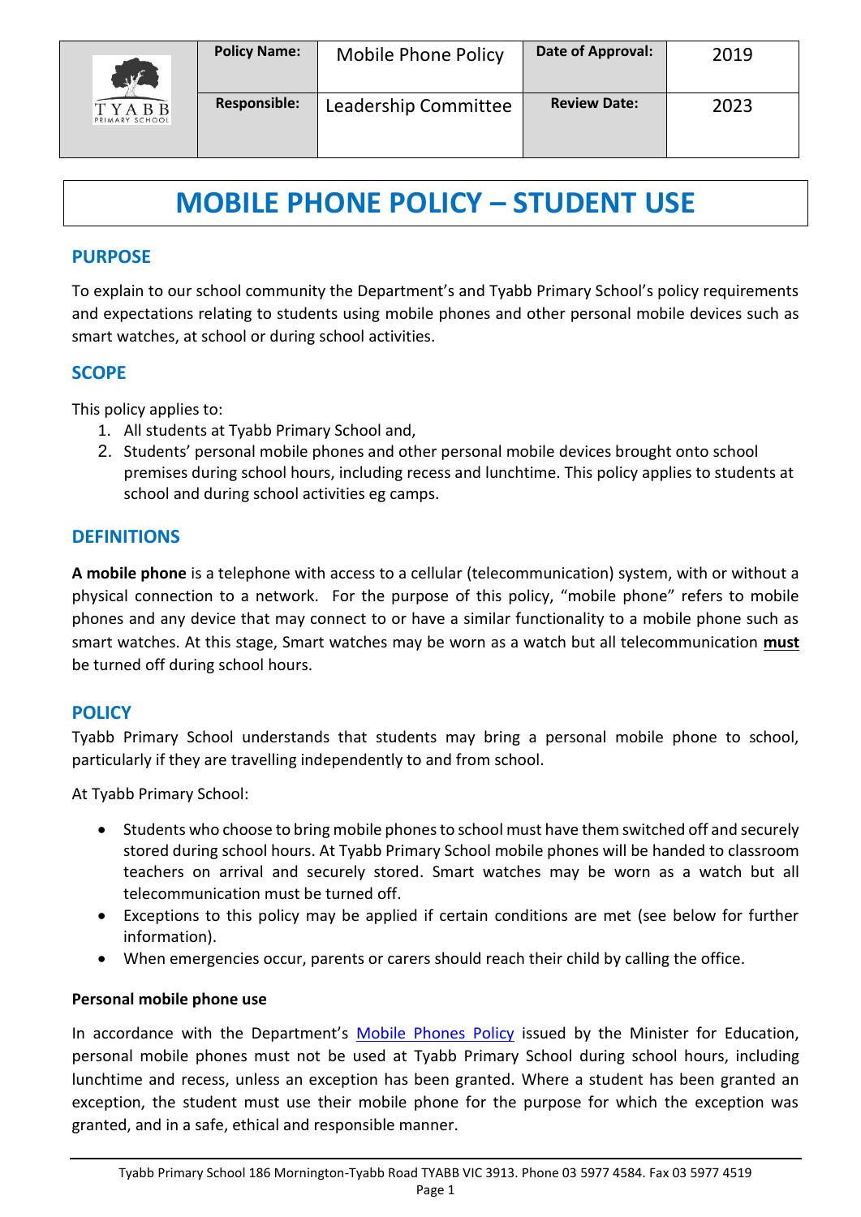| | Policy Name: | Mobile Phone Policy | Date of Approval: | 2019 |
|---|---|---|---|---|
| TYABB PRIMARY SCHOOL | Responsible: | Leadership Committee | Review Date: | 2023 |

# MOBILE PHONE POLICY – STUDENT USE

## PURPOSE

To explain to our school community the Department's and Tyabb Primary School's policy requirements and expectations relating to students using mobile phones and other personal mobile devices such as smart watches, at school or during school activities.

## SCOPE

This policy applies to:

1. All students at Tyabb Primary School and,
2. Students' personal mobile phones and other personal mobile devices brought onto school premises during school hours, including recess and lunchtime. This policy applies to students at school and during school activities eg camps.

## DEFINITIONS

**A mobile phone** is a telephone with access to a cellular (telecommunication) system, with or without a physical connection to a network. For the purpose of this policy, "mobile phone" refers to mobile phones and any device that may connect to or have a similar functionality to a mobile phone such as smart watches. At this stage, Smart watches may be worn as a watch but all telecommunication **must** be turned off during school hours.

## POLICY

Tyabb Primary School understands that students may bring a personal mobile phone to school, particularly if they are travelling independently to and from school.

At Tyabb Primary School:

- Students who choose to bring mobile phones to school must have them switched off and securely stored during school hours. At Tyabb Primary School mobile phones will be handed to classroom teachers on arrival and securely stored. Smart watches may be worn as a watch but all telecommunication must be turned off.
- Exceptions to this policy may be applied if certain conditions are met (see below for further information).
- When emergencies occur, parents or carers should reach their child by calling the office.

**Personal mobile phone use**

In accordance with the Department's Mobile Phones Policy issued by the Minister for Education, personal mobile phones must not be used at Tyabb Primary School during school hours, including lunchtime and recess, unless an exception has been granted. Where a student has been granted an exception, the student must use their mobile phone for the purpose for which the exception was granted, and in a safe, ethical and responsible manner.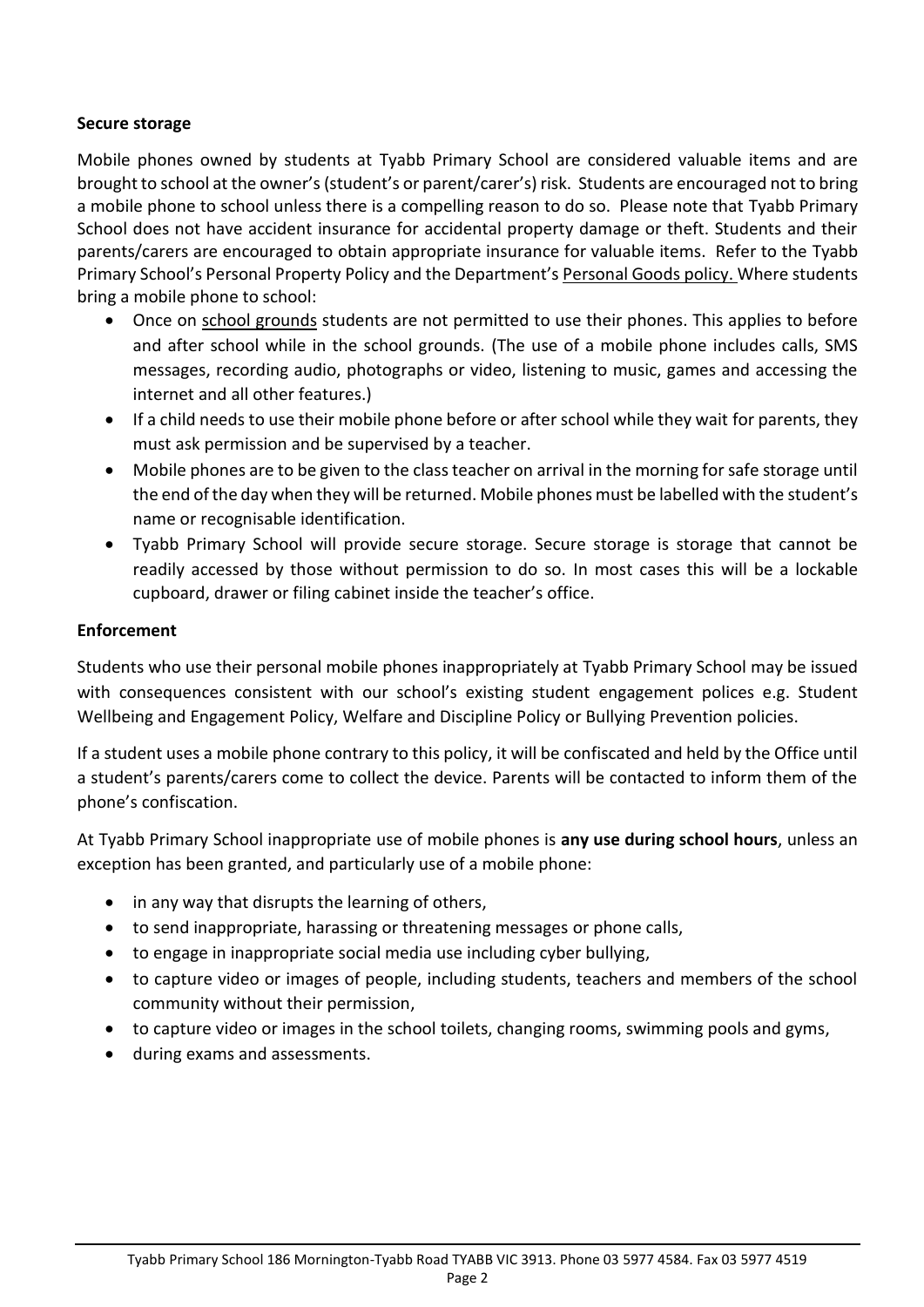**Secure storage**

Mobile phones owned by students at Tyabb Primary School are considered valuable items and are brought to school at the owner's (student's or parent/carer's) risk. Students are encouraged not to bring a mobile phone to school unless there is a compelling reason to do so. Please note that Tyabb Primary School does not have accident insurance for accidental property damage or theft. Students and their parents/carers are encouraged to obtain appropriate insurance for valuable items. Refer to the Tyabb Primary School's Personal Property Policy and the Department's Personal Goods policy. Where students bring a mobile phone to school:

- Once on school grounds students are not permitted to use their phones. This applies to before and after school while in the school grounds. (The use of a mobile phone includes calls, SMS messages, recording audio, photographs or video, listening to music, games and accessing the internet and all other features.)
- If a child needs to use their mobile phone before or after school while they wait for parents, they must ask permission and be supervised by a teacher.
- Mobile phones are to be given to the class teacher on arrival in the morning for safe storage until the end of the day when they will be returned. Mobile phones must be labelled with the student's name or recognisable identification.
- Tyabb Primary School will provide secure storage. Secure storage is storage that cannot be readily accessed by those without permission to do so. In most cases this will be a lockable cupboard, drawer or filing cabinet inside the teacher's office.

**Enforcement**

Students who use their personal mobile phones inappropriately at Tyabb Primary School may be issued with consequences consistent with our school's existing student engagement polices e.g. Student Wellbeing and Engagement Policy, Welfare and Discipline Policy or Bullying Prevention policies.

If a student uses a mobile phone contrary to this policy, it will be confiscated and held by the Office until a student's parents/carers come to collect the device. Parents will be contacted to inform them of the phone's confiscation.

At Tyabb Primary School inappropriate use of mobile phones is **any use during school hours**, unless an exception has been granted, and particularly use of a mobile phone:

- in any way that disrupts the learning of others,
- to send inappropriate, harassing or threatening messages or phone calls,
- to engage in inappropriate social media use including cyber bullying,
- to capture video or images of people, including students, teachers and members of the school community without their permission,
- to capture video or images in the school toilets, changing rooms, swimming pools and gyms,
- during exams and assessments.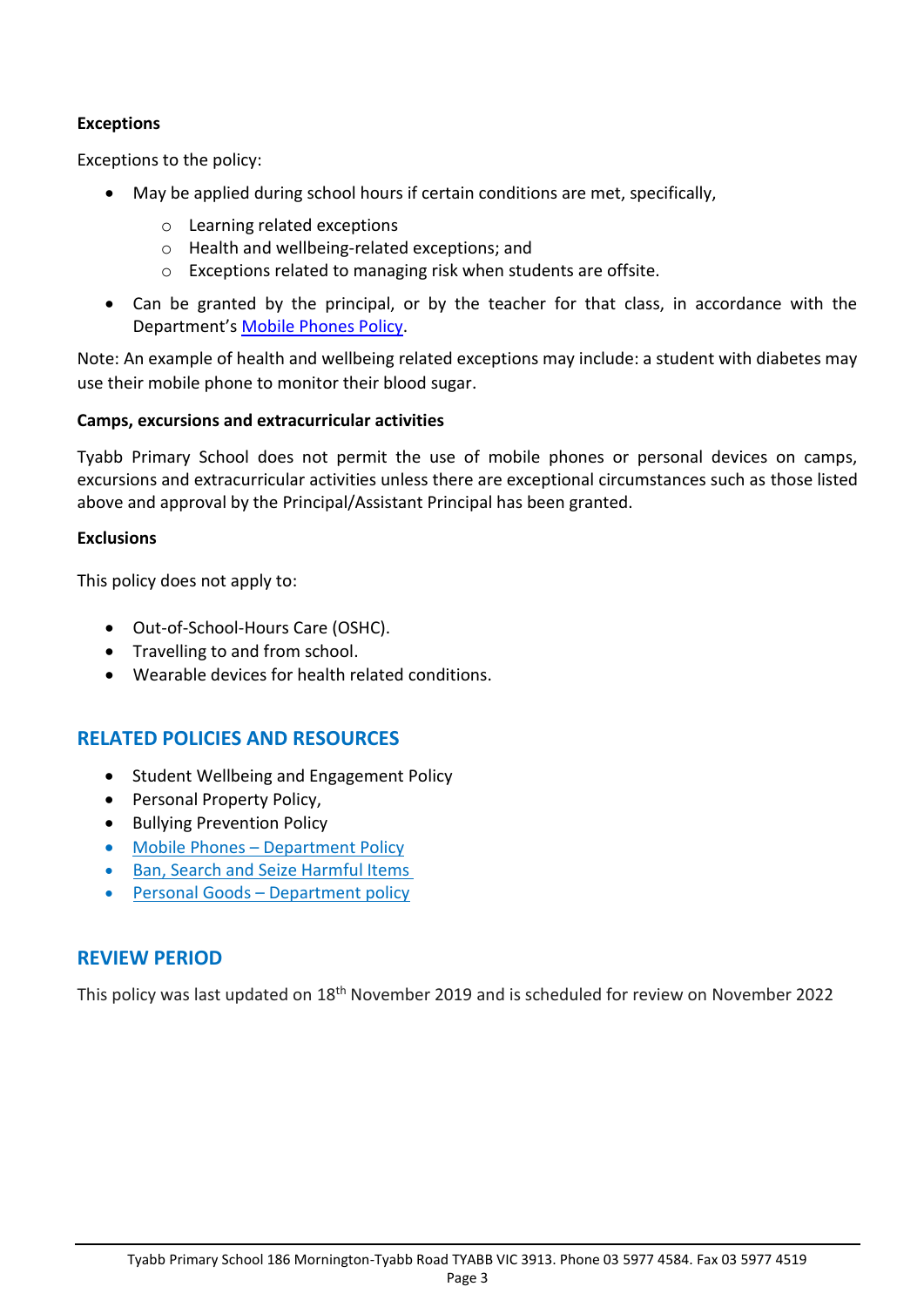**Exceptions**

Exceptions to the policy:

- May be applied during school hours if certain conditions are met, specifically,
    - Learning related exceptions
    - Health and wellbeing-related exceptions; and
    - Exceptions related to managing risk when students are offsite.
- Can be granted by the principal, or by the teacher for that class, in accordance with the Department's [Mobile Phones Policy](#).

Note: An example of health and wellbeing related exceptions may include: a student with diabetes may use their mobile phone to monitor their blood sugar.

**Camps, excursions and extracurricular activities**

Tyabb Primary School does not permit the use of mobile phones or personal devices on camps, excursions and extracurricular activities unless there are exceptional circumstances such as those listed above and approval by the Principal/Assistant Principal has been granted.

**Exclusions**

This policy does not apply to:

- Out-of-School-Hours Care (OSHC).
- Travelling to and from school.
- Wearable devices for health related conditions.

## RELATED POLICIES AND RESOURCES

- Student Wellbeing and Engagement Policy
- Personal Property Policy,
- Bullying Prevention Policy
- [Mobile Phones – Department Policy](#)
- [Ban, Search and Seize Harmful Items](#)
- [Personal Goods – Department policy](#)

## REVIEW PERIOD

This policy was last updated on 18th November 2019 and is scheduled for review on November 2022